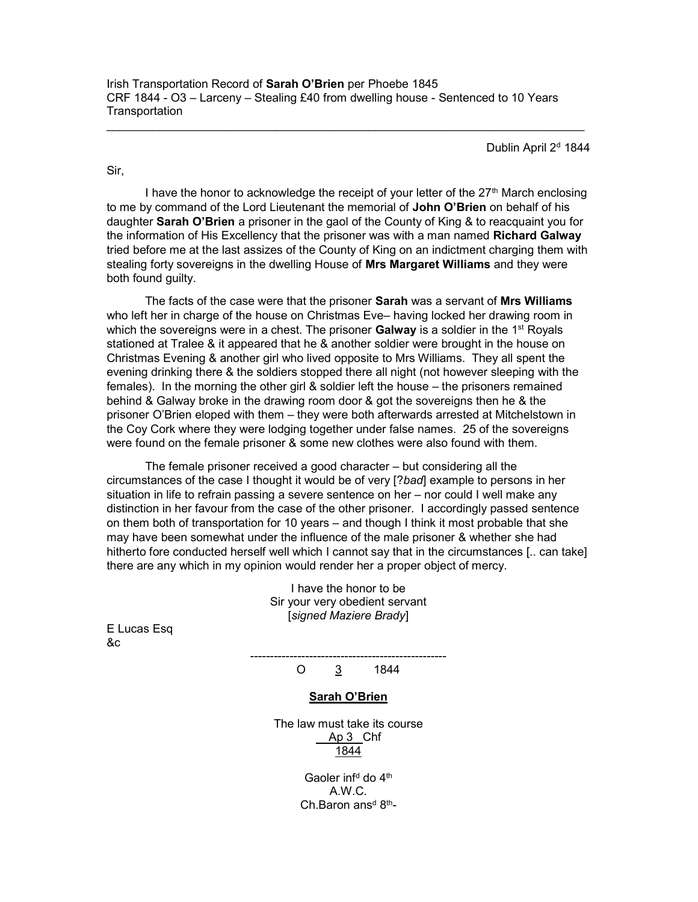Irish Transportation Record of **Sarah O'Brien** per Phoebe 1845
CRF 1844 - O3 – Larceny – Stealing £40 from dwelling house - Sentenced to 10 Years Transportation

---

Dublin April 2[d] 1844

Sir,

I have the honor to acknowledge the receipt of your letter of the 27[th] March enclosing to me by command of the Lord Lieutenant the memorial of **John O'Brien** on behalf of his daughter **Sarah O'Brien** a prisoner in the gaol of the County of King & to reacquaint you for the information of His Excellency that the prisoner was with a man named **Richard Galway** tried before me at the last assizes of the County of King on an indictment charging them with stealing forty sovereigns in the dwelling House of **Mrs Margaret Williams** and they were both found guilty.

The facts of the case were that the prisoner **Sarah** was a servant of **Mrs Williams** who left her in charge of the house on Christmas Eve– having locked her drawing room in which the sovereigns were in a chest. The prisoner **Galway** is a soldier in the 1[st] Royals stationed at Tralee & it appeared that he & another soldier were brought in the house on Christmas Evening & another girl who lived opposite to Mrs Williams. They all spent the evening drinking there & the soldiers stopped there all night (not however sleeping with the females). In the morning the other girl & soldier left the house – the prisoners remained behind & Galway broke in the drawing room door & got the sovereigns then he & the prisoner O'Brien eloped with them – they were both afterwards arrested at Mitchelstown in the Coy Cork where they were lodging together under false names. 25 of the sovereigns were found on the female prisoner & some new clothes were also found with them.

The female prisoner received a good character – but considering all the circumstances of the case I thought it would be of very [?*bad*] example to persons in her situation in life to refrain passing a severe sentence on her – nor could I well make any distinction in her favour from the case of the other prisoner. I accordingly passed sentence on them both of transportation for 10 years – and though I think it most probable that she may have been somewhat under the influence of the male prisoner & whether she had hitherto fore conducted herself well which I cannot say that in the circumstances [.. can take] there are any which in my opinion would render her a proper object of mercy.

I have the honor to be
Sir your very obedient servant
[*signed Maziere Brady*]

E Lucas Esq
&c

---

O 3 1844

**Sarah O'Brien**

The law must take its course
Ap 3 Chf
1844

Gaoler inf[d] do 4[th]
A.W.C.
Ch.Baron ans[d] 8[th]-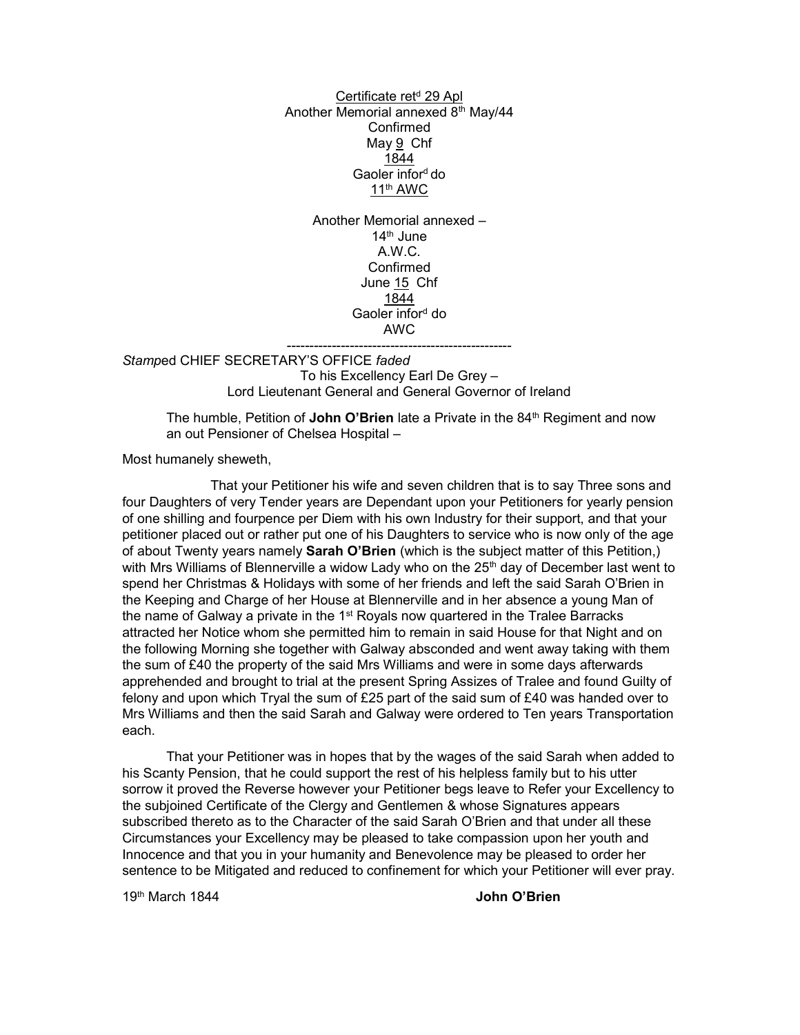Certificate ret[d] 29 Apl
Another Memorial annexed 8[th] May/44
Confirmed
May 9 Chf
1844
Gaoler infor[d] do
11[th] AWC

Another Memorial annexed –
14[th] June
A.W.C.
Confirmed
June 15 Chf
1844
Gaoler infor[d] do
AWC

---

*Stamp*ed CHIEF SECRETARY'S OFFICE *faded*

To his Excellency Earl De Grey –
Lord Lieutenant General and General Governor of Ireland

The humble, Petition of **John O'Brien** late a Private in the 84[th] Regiment and now an out Pensioner of Chelsea Hospital –

Most humanely sheweth,

That your Petitioner his wife and seven children that is to say Three sons and four Daughters of very Tender years are Dependant upon your Petitioners for yearly pension of one shilling and fourpence per Diem with his own Industry for their support, and that your petitioner placed out or rather put one of his Daughters to service who is now only of the age of about Twenty years namely **Sarah O'Brien** (which is the subject matter of this Petition,) with Mrs Williams of Blennerville a widow Lady who on the 25[th] day of December last went to spend her Christmas & Holidays with some of her friends and left the said Sarah O'Brien in the Keeping and Charge of her House at Blennerville and in her absence a young Man of the name of Galway a private in the 1[st] Royals now quartered in the Tralee Barracks attracted her Notice whom she permitted him to remain in said House for that Night and on the following Morning she together with Galway absconded and went away taking with them the sum of £40 the property of the said Mrs Williams and were in some days afterwards apprehended and brought to trial at the present Spring Assizes of Tralee and found Guilty of felony and upon which Tryal the sum of £25 part of the said sum of £40 was handed over to Mrs Williams and then the said Sarah and Galway were ordered to Ten years Transportation each.

That your Petitioner was in hopes that by the wages of the said Sarah when added to his Scanty Pension, that he could support the rest of his helpless family but to his utter sorrow it proved the Reverse however your Petitioner begs leave to Refer your Excellency to the subjoined Certificate of the Clergy and Gentlemen & whose Signatures appears subscribed thereto as to the Character of the said Sarah O'Brien and that under all these Circumstances your Excellency may be pleased to take compassion upon her youth and Innocence and that you in your humanity and Benevolence may be pleased to order her sentence to be Mitigated and reduced to confinement for which your Petitioner will ever pray.

19[th] March 1844 **John O'Brien**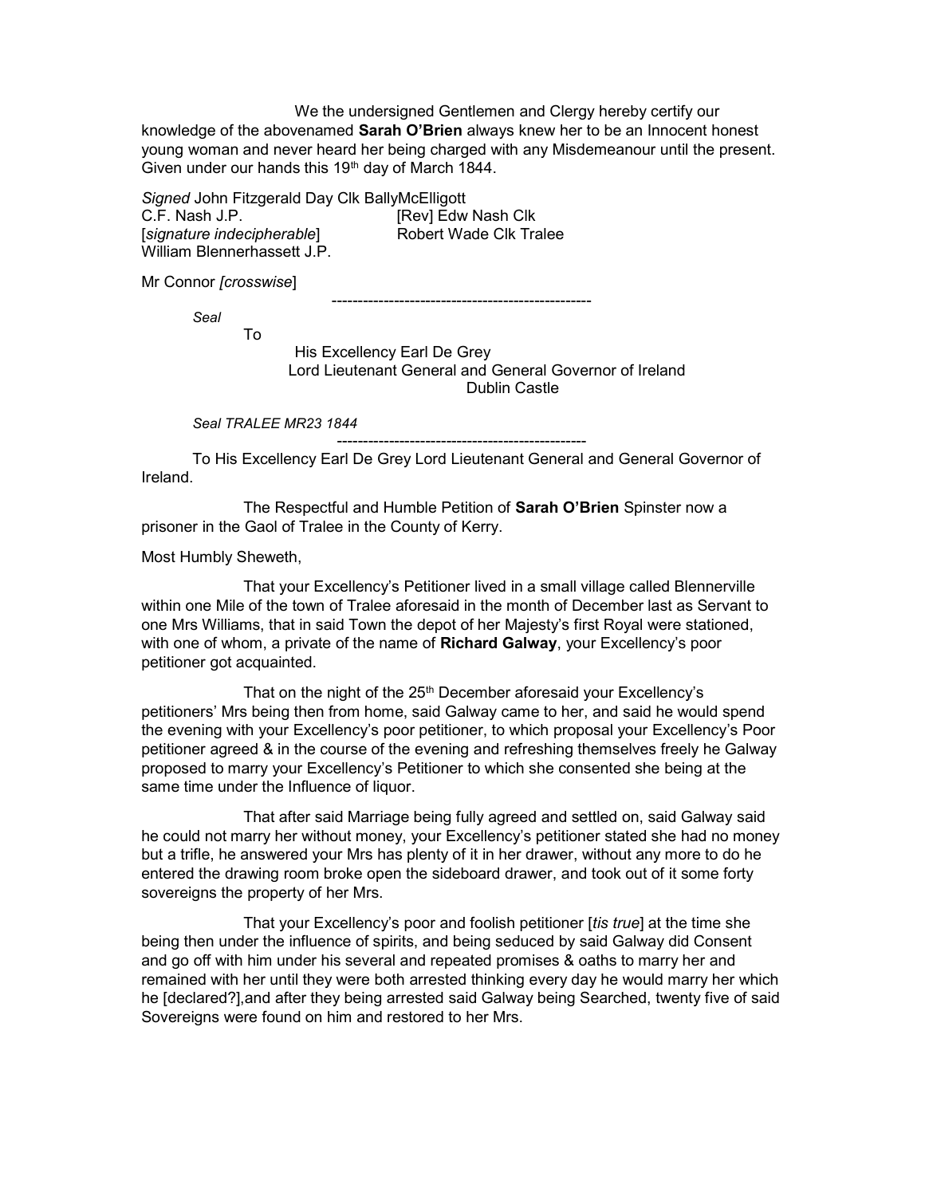We the undersigned Gentlemen and Clergy hereby certify our knowledge of the abovenamed **Sarah O'Brien** always knew her to be an Innocent honest young woman and never heard her being charged with any Misdemeanour until the present. Given under our hands this 19th day of March 1844.

*Signed* John Fitzgerald Day Clk BallyMcElligott
C.F. Nash J.P. [Rev] Edw Nash Clk
[*signature indecipherable*] Robert Wade Clk Tralee
William Blennerhassett J.P.

Mr Connor *[crosswise*]

---

*Seal*

To

His Excellency Earl De Grey
Lord Lieutenant General and General Governor of Ireland
Dublin Castle

*Seal TRALEE MR23 1844*

---

To His Excellency Earl De Grey Lord Lieutenant General and General Governor of Ireland.

The Respectful and Humble Petition of **Sarah O'Brien** Spinster now a prisoner in the Gaol of Tralee in the County of Kerry.

Most Humbly Sheweth,

That your Excellency's Petitioner lived in a small village called Blennerville within one Mile of the town of Tralee aforesaid in the month of December last as Servant to one Mrs Williams, that in said Town the depot of her Majesty's first Royal were stationed, with one of whom, a private of the name of **Richard Galway**, your Excellency's poor petitioner got acquainted.

That on the night of the 25th December aforesaid your Excellency's petitioners' Mrs being then from home, said Galway came to her, and said he would spend the evening with your Excellency's poor petitioner, to which proposal your Excellency's Poor petitioner agreed & in the course of the evening and refreshing themselves freely he Galway proposed to marry your Excellency's Petitioner to which she consented she being at the same time under the Influence of liquor.

That after said Marriage being fully agreed and settled on, said Galway said he could not marry her without money, your Excellency's petitioner stated she had no money but a trifle, he answered your Mrs has plenty of it in her drawer, without any more to do he entered the drawing room broke open the sideboard drawer, and took out of it some forty sovereigns the property of her Mrs.

That your Excellency's poor and foolish petitioner [*tis true*] at the time she being then under the influence of spirits, and being seduced by said Galway did Consent and go off with him under his several and repeated promises & oaths to marry her and remained with her until they were both arrested thinking every day he would marry her which he [declared?],and after they being arrested said Galway being Searched, twenty five of said Sovereigns were found on him and restored to her Mrs.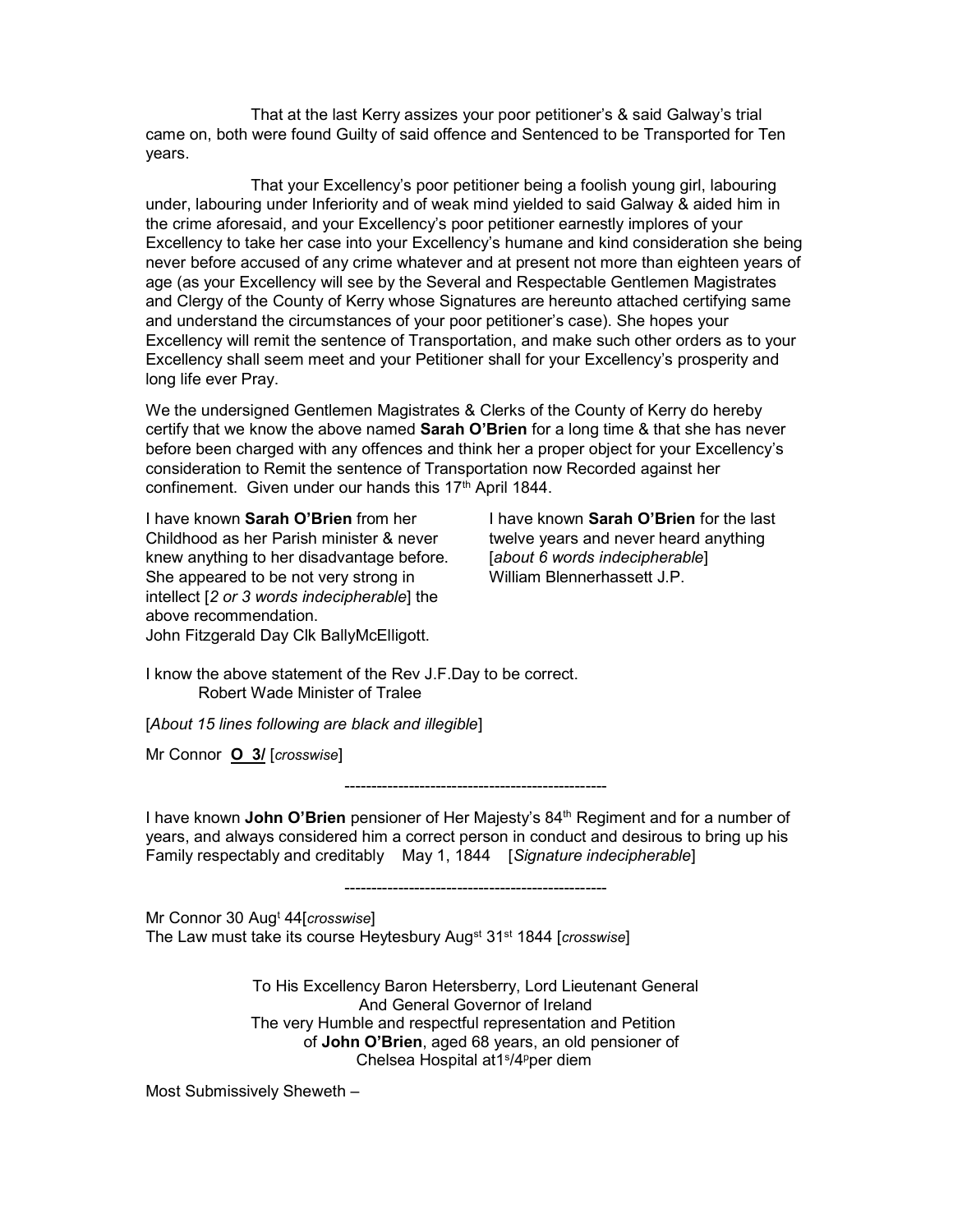That at the last Kerry assizes your poor petitioner's & said Galway's trial came on, both were found Guilty of said offence and Sentenced to be Transported for Ten years.

That your Excellency's poor petitioner being a foolish young girl, labouring under, labouring under Inferiority and of weak mind yielded to said Galway & aided him in the crime aforesaid, and your Excellency's poor petitioner earnestly implores of your Excellency to take her case into your Excellency's humane and kind consideration she being never before accused of any crime whatever and at present not more than eighteen years of age (as your Excellency will see by the Several and Respectable Gentlemen Magistrates and Clergy of the County of Kerry whose Signatures are hereunto attached certifying same and understand the circumstances of your poor petitioner's case). She hopes your Excellency will remit the sentence of Transportation, and make such other orders as to your Excellency shall seem meet and your Petitioner shall for your Excellency's prosperity and long life ever Pray.

We the undersigned Gentlemen Magistrates & Clerks of the County of Kerry do hereby certify that we know the above named **Sarah O'Brien** for a long time & that she has never before been charged with any offences and think her a proper object for your Excellency's consideration to Remit the sentence of Transportation now Recorded against her confinement. Given under our hands this 17th April 1844.

I have known **Sarah O'Brien** from her Childhood as her Parish minister & never knew anything to her disadvantage before. She appeared to be not very strong in intellect [*2 or 3 words indecipherable*] the above recommendation.
John Fitzgerald Day Clk BallyMcElligott.

I have known **Sarah O'Brien** for the last twelve years and never heard anything [*about 6 words indecipherable*]
William Blennerhassett J.P.

I know the above statement of the Rev J.F.Day to be correct.
Robert Wade Minister of Tralee

[*About 15 lines following are black and illegible*]

Mr Connor **O 3/** [*crosswise*]

---

I have known **John O'Brien** pensioner of Her Majesty's 84th Regiment and for a number of years, and always considered him a correct person in conduct and desirous to bring up his Family respectably and creditably May 1, 1844 [*Signature indecipherable*]

---

Mr Connor 30 Augt 44[*crosswise*]
The Law must take its course Heytesbury Augst 31st 1844 [*crosswise*]

To His Excellency Baron Hetersberry, Lord Lieutenant General
And General Governor of Ireland
The very Humble and respectful representation and Petition
of **John O'Brien**, aged 68 years, an old pensioner of
Chelsea Hospital at1s/4pper diem

Most Submissively Sheweth –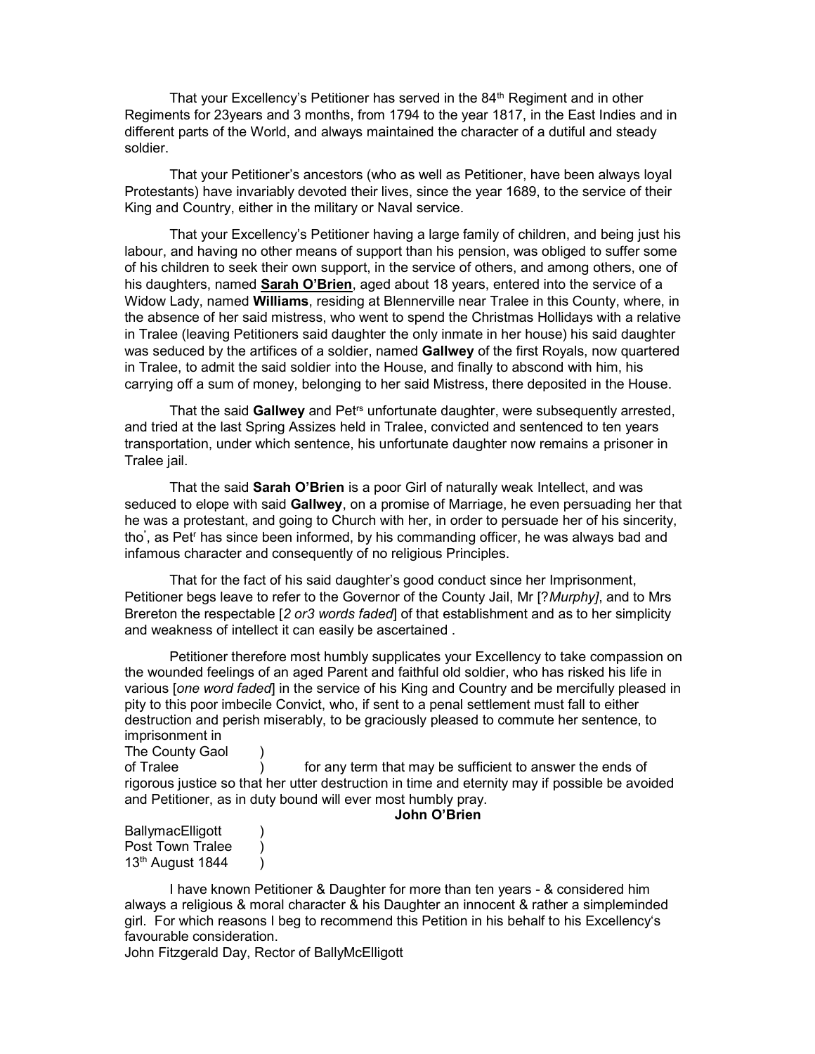That your Excellency's Petitioner has served in the 84th Regiment and in other Regiments for 23years and 3 months, from 1794 to the year 1817, in the East Indies and in different parts of the World, and always maintained the character of a dutiful and steady soldier.

That your Petitioner's ancestors (who as well as Petitioner, have been always loyal Protestants) have invariably devoted their lives, since the year 1689, to the service of their King and Country, either in the military or Naval service.

That your Excellency's Petitioner having a large family of children, and being just his labour, and having no other means of support than his pension, was obliged to suffer some of his children to seek their own support, in the service of others, and among others, one of his daughters, named **Sarah O'Brien**, aged about 18 years, entered into the service of a Widow Lady, named **Williams**, residing at Blennerville near Tralee in this County, where, in the absence of her said mistress, who went to spend the Christmas Hollidays with a relative in Tralee (leaving Petitioners said daughter the only inmate in her house) his said daughter was seduced by the artifices of a soldier, named **Gallwey** of the first Royals, now quartered in Tralee, to admit the said soldier into the House, and finally to abscond with him, his carrying off a sum of money, belonging to her said Mistress, there deposited in the House.

That the said **Gallwey** and Petrs unfortunate daughter, were subsequently arrested, and tried at the last Spring Assizes held in Tralee, convicted and sentenced to ten years transportation, under which sentence, his unfortunate daughter now remains a prisoner in Tralee jail.

That the said **Sarah O'Brien** is a poor Girl of naturally weak Intellect, and was seduced to elope with said **Gallwey**, on a promise of Marriage, he even persuading her that he was a protestant, and going to Church with her, in order to persuade her of his sincerity, tho", as Petr has since been informed, by his commanding officer, he was always bad and infamous character and consequently of no religious Principles.

That for the fact of his said daughter's good conduct since her Imprisonment, Petitioner begs leave to refer to the Governor of the County Jail, Mr [?*Murphy]*, and to Mrs Brereton the respectable [*2 or3 words faded*] of that establishment and as to her simplicity and weakness of intellect it can easily be ascertained .

Petitioner therefore most humbly supplicates your Excellency to take compassion on the wounded feelings of an aged Parent and faithful old soldier, who has risked his life in various [*one word faded*] in the service of his King and Country and be mercifully pleased in pity to this poor imbecile Convict, who, if sent to a penal settlement must fall to either destruction and perish miserably, to be graciously pleased to commute her sentence, to imprisonment in
The County Gaol )
of Tralee ) for any term that may be sufficient to answer the ends of rigorous justice so that her utter destruction in time and eternity may if possible be avoided and Petitioner, as in duty bound will ever most humbly pray.

**John O'Brien**

BallymacElligott )
Post Town Tralee )
13th August 1844 )

I have known Petitioner & Daughter for more than ten years - & considered him always a religious & moral character & his Daughter an innocent & rather a simpleminded girl. For which reasons I beg to recommend this Petition in his behalf to his Excellency's favourable consideration.
John Fitzgerald Day, Rector of BallyMcElligott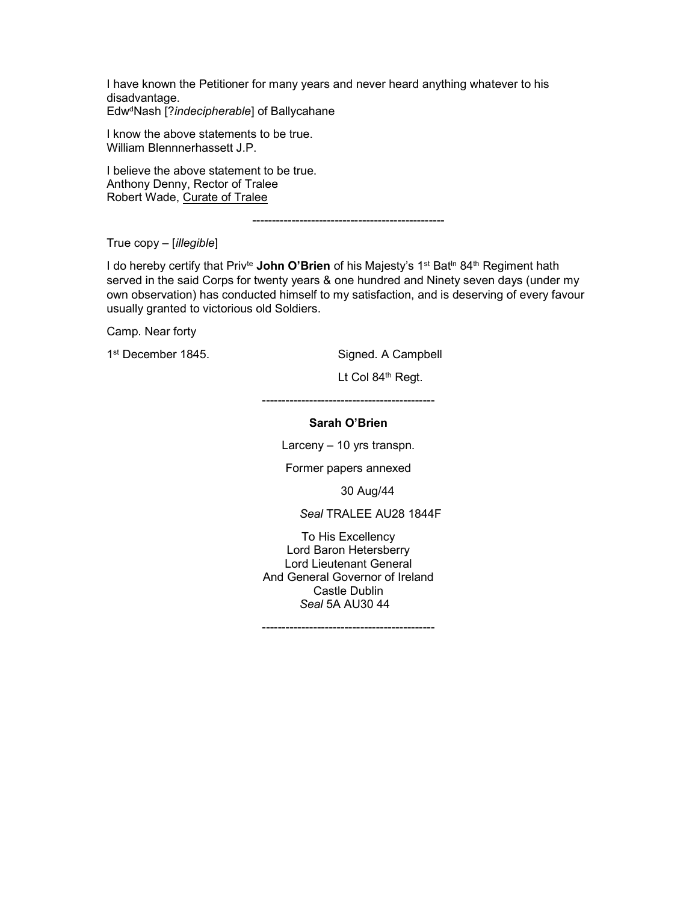I have known the Petitioner for many years and never heard anything whatever to his disadvantage.
Edw[d]Nash [?*indecipherable*] of Ballycahane

I know the above statements to be true.
William Blennnerhassett J.P.

I believe the above statement to be true.
Anthony Denny, Rector of Tralee
Robert Wade, <u>Curate of Tralee</u>

---

True copy – [*illegible*]

I do hereby certify that Priv[te] **John O'Brien** of his Majesty's 1[st] Bat[ln] 84[th] Regiment hath served in the said Corps for twenty years & one hundred and Ninety seven days (under my own observation) has conducted himself to my satisfaction, and is deserving of every favour usually granted to victorious old Soldiers.

Camp. Near forty

1[st] December 1845. Signed. A Campbell

Lt Col 84[th] Regt.

---

**Sarah O'Brien**

Larceny – 10 yrs transpn.

Former papers annexed

30 Aug/44

*Seal* TRALEE AU28 1844F

To His Excellency
Lord Baron Hetersberry
Lord Lieutenant General
And General Governor of Ireland
Castle Dublin
*Seal* 5A AU30 44

---